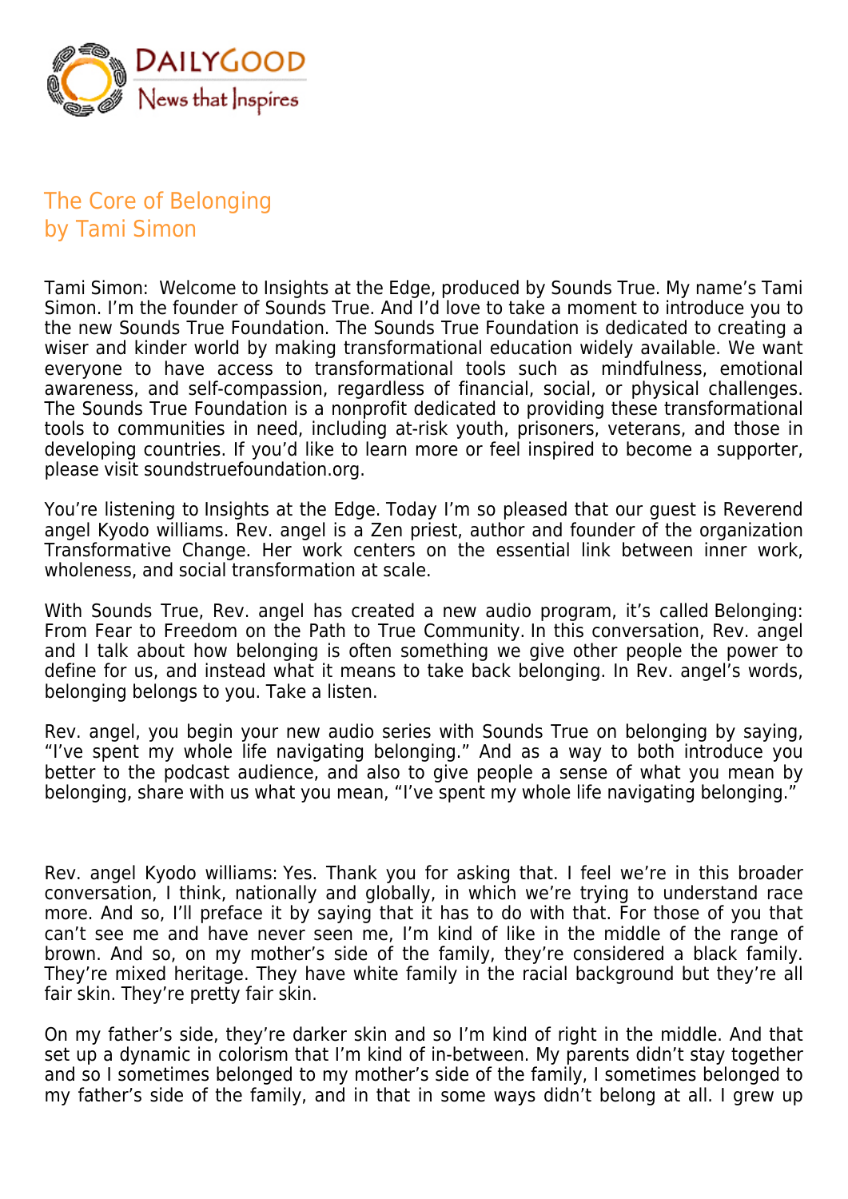# The Core of Belonging
## by Tami Simon

Tami Simon: Welcome to Insights at the Edge, produced by Sounds True. My name's Tami Simon. I'm the founder of Sounds True. And I'd love to take a moment to introduce you to the new Sounds True Foundation. The Sounds True Foundation is dedicated to creating a wiser and kinder world by making transformational education widely available. We want everyone to have access to transformational tools such as mindfulness, emotional awareness, and self-compassion, regardless of financial, social, or physical challenges. The Sounds True Foundation is a nonprofit dedicated to providing these transformational tools to communities in need, including at-risk youth, prisoners, veterans, and those in developing countries. If you'd like to learn more or feel inspired to become a supporter, please visit soundstruefoundation.org.

You're listening to Insights at the Edge. Today I'm so pleased that our guest is Reverend angel Kyodo williams. Rev. angel is a Zen priest, author and founder of the organization Transformative Change. Her work centers on the essential link between inner work, wholeness, and social transformation at scale.

With Sounds True, Rev. angel has created a new audio program, it's called Belonging: From Fear to Freedom on the Path to True Community. In this conversation, Rev. angel and I talk about how belonging is often something we give other people the power to define for us, and instead what it means to take back belonging. In Rev. angel's words, belonging belongs to you. Take a listen.

Rev. angel, you begin your new audio series with Sounds True on belonging by saying, "I've spent my whole life navigating belonging." And as a way to both introduce you better to the podcast audience, and also to give people a sense of what you mean by belonging, share with us what you mean, "I've spent my whole life navigating belonging."

Rev. angel Kyodo williams: Yes. Thank you for asking that. I feel we're in this broader conversation, I think, nationally and globally, in which we're trying to understand race more. And so, I'll preface it by saying that it has to do with that. For those of you that can't see me and have never seen me, I'm kind of like in the middle of the range of brown. And so, on my mother's side of the family, they're considered a black family. They're mixed heritage. They have white family in the racial background but they're all fair skin. They're pretty fair skin.

On my father's side, they're darker skin and so I'm kind of right in the middle. And that set up a dynamic in colorism that I'm kind of in-between. My parents didn't stay together and so I sometimes belonged to my mother's side of the family, I sometimes belonged to my father's side of the family, and in that in some ways didn't belong at all. I grew up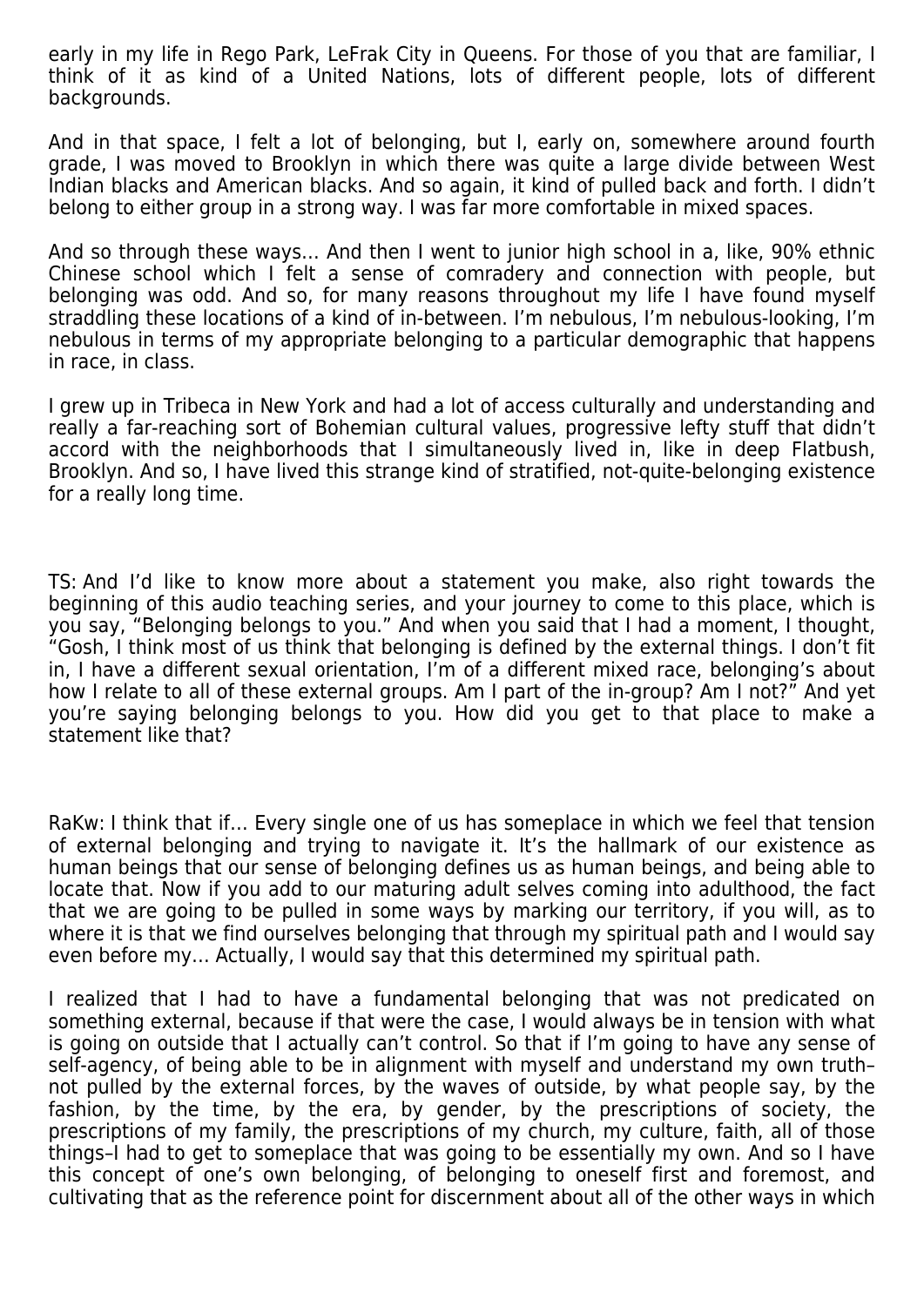early in my life in Rego Park, LeFrak City in Queens. For those of you that are familiar, I think of it as kind of a United Nations, lots of different people, lots of different backgrounds.

And in that space, I felt a lot of belonging, but I, early on, somewhere around fourth grade, I was moved to Brooklyn in which there was quite a large divide between West Indian blacks and American blacks. And so again, it kind of pulled back and forth. I didn't belong to either group in a strong way. I was far more comfortable in mixed spaces.

And so through these ways… And then I went to junior high school in a, like, 90% ethnic Chinese school which I felt a sense of comradery and connection with people, but belonging was odd. And so, for many reasons throughout my life I have found myself straddling these locations of a kind of in-between. I'm nebulous, I'm nebulous-looking, I'm nebulous in terms of my appropriate belonging to a particular demographic that happens in race, in class.

I grew up in Tribeca in New York and had a lot of access culturally and understanding and really a far-reaching sort of Bohemian cultural values, progressive lefty stuff that didn't accord with the neighborhoods that I simultaneously lived in, like in deep Flatbush, Brooklyn. And so, I have lived this strange kind of stratified, not-quite-belonging existence for a really long time.

TS: And I'd like to know more about a statement you make, also right towards the beginning of this audio teaching series, and your journey to come to this place, which is you say, "Belonging belongs to you." And when you said that I had a moment, I thought, "Gosh, I think most of us think that belonging is defined by the external things. I don't fit in, I have a different sexual orientation, I'm of a different mixed race, belonging's about how I relate to all of these external groups. Am I part of the in-group? Am I not?" And yet you're saying belonging belongs to you. How did you get to that place to make a statement like that?

RaKw: I think that if… Every single one of us has someplace in which we feel that tension of external belonging and trying to navigate it. It's the hallmark of our existence as human beings that our sense of belonging defines us as human beings, and being able to locate that. Now if you add to our maturing adult selves coming into adulthood, the fact that we are going to be pulled in some ways by marking our territory, if you will, as to where it is that we find ourselves belonging that through my spiritual path and I would say even before my… Actually, I would say that this determined my spiritual path.

I realized that I had to have a fundamental belonging that was not predicated on something external, because if that were the case, I would always be in tension with what is going on outside that I actually can't control. So that if I'm going to have any sense of self-agency, of being able to be in alignment with myself and understand my own truth–not pulled by the external forces, by the waves of outside, by what people say, by the fashion, by the time, by the era, by gender, by the prescriptions of society, the prescriptions of my family, the prescriptions of my church, my culture, faith, all of those things–I had to get to someplace that was going to be essentially my own. And so I have this concept of one's own belonging, of belonging to oneself first and foremost, and cultivating that as the reference point for discernment about all of the other ways in which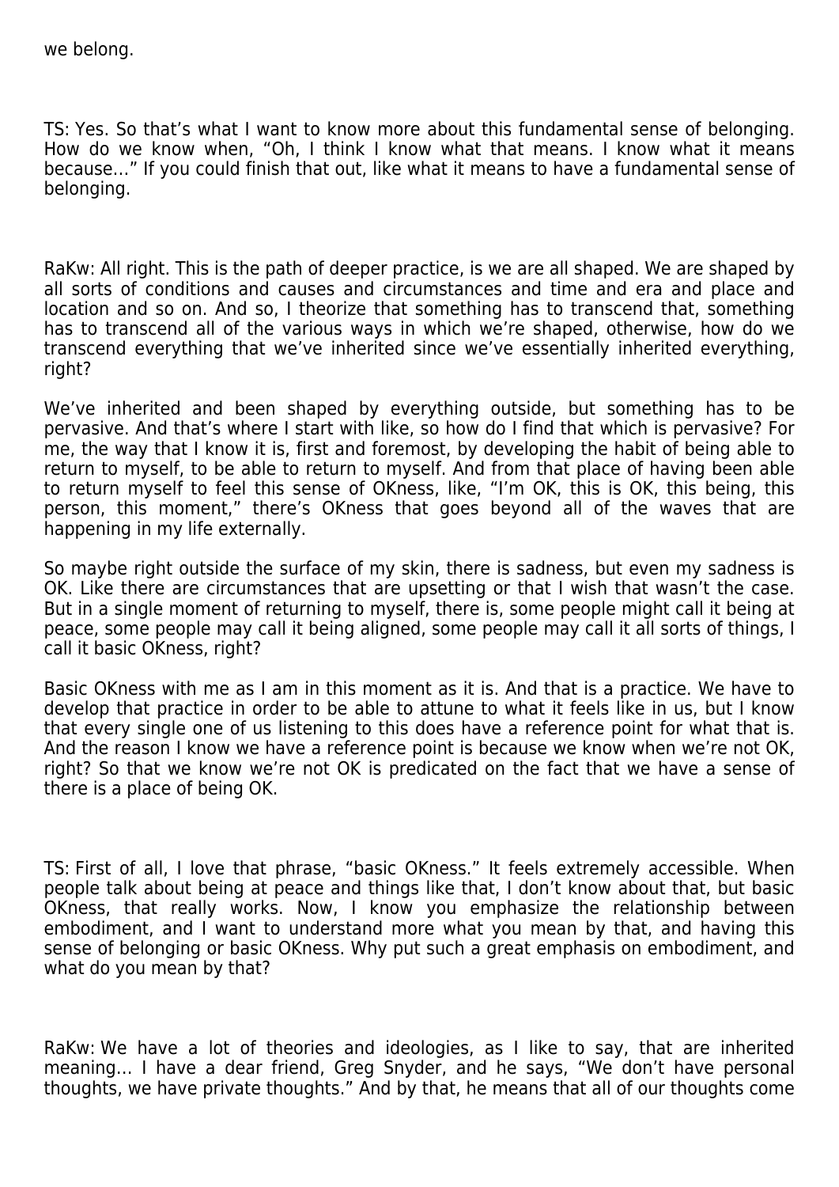we belong.

TS: Yes. So that's what I want to know more about this fundamental sense of belonging. How do we know when, "Oh, I think I know what that means. I know what it means because…" If you could finish that out, like what it means to have a fundamental sense of belonging.

RaKw: All right. This is the path of deeper practice, is we are all shaped. We are shaped by all sorts of conditions and causes and circumstances and time and era and place and location and so on. And so, I theorize that something has to transcend that, something has to transcend all of the various ways in which we're shaped, otherwise, how do we transcend everything that we've inherited since we've essentially inherited everything, right?

We've inherited and been shaped by everything outside, but something has to be pervasive. And that's where I start with like, so how do I find that which is pervasive? For me, the way that I know it is, first and foremost, by developing the habit of being able to return to myself, to be able to return to myself. And from that place of having been able to return myself to feel this sense of OKness, like, "I'm OK, this is OK, this being, this person, this moment," there's OKness that goes beyond all of the waves that are happening in my life externally.

So maybe right outside the surface of my skin, there is sadness, but even my sadness is OK. Like there are circumstances that are upsetting or that I wish that wasn't the case. But in a single moment of returning to myself, there is, some people might call it being at peace, some people may call it being aligned, some people may call it all sorts of things, I call it basic OKness, right?

Basic OKness with me as I am in this moment as it is. And that is a practice. We have to develop that practice in order to be able to attune to what it feels like in us, but I know that every single one of us listening to this does have a reference point for what that is. And the reason I know we have a reference point is because we know when we're not OK, right? So that we know we're not OK is predicated on the fact that we have a sense of there is a place of being OK.

TS: First of all, I love that phrase, "basic OKness." It feels extremely accessible. When people talk about being at peace and things like that, I don't know about that, but basic OKness, that really works. Now, I know you emphasize the relationship between embodiment, and I want to understand more what you mean by that, and having this sense of belonging or basic OKness. Why put such a great emphasis on embodiment, and what do you mean by that?

RaKw: We have a lot of theories and ideologies, as I like to say, that are inherited meaning… I have a dear friend, Greg Snyder, and he says, "We don't have personal thoughts, we have private thoughts." And by that, he means that all of our thoughts come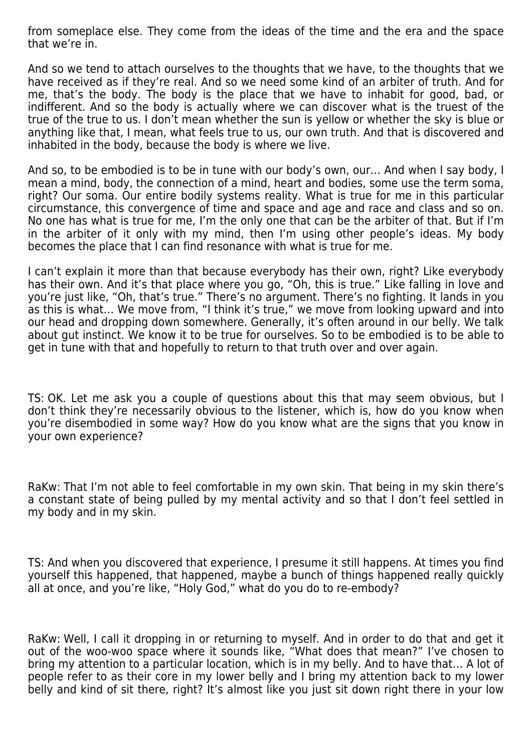from someplace else. They come from the ideas of the time and the era and the space that we're in.

And so we tend to attach ourselves to the thoughts that we have, to the thoughts that we have received as if they're real. And so we need some kind of an arbiter of truth. And for me, that's the body. The body is the place that we have to inhabit for good, bad, or indifferent. And so the body is actually where we can discover what is the truest of the true of the true to us. I don't mean whether the sun is yellow or whether the sky is blue or anything like that, I mean, what feels true to us, our own truth. And that is discovered and inhabited in the body, because the body is where we live.

And so, to be embodied is to be in tune with our body's own, our… And when I say body, I mean a mind, body, the connection of a mind, heart and bodies, some use the term soma, right? Our soma. Our entire bodily systems reality. What is true for me in this particular circumstance, this convergence of time and space and age and race and class and so on. No one has what is true for me, I'm the only one that can be the arbiter of that. But if I'm in the arbiter of it only with my mind, then I'm using other people's ideas. My body becomes the place that I can find resonance with what is true for me.

I can't explain it more than that because everybody has their own, right? Like everybody has their own. And it's that place where you go, "Oh, this is true." Like falling in love and you're just like, "Oh, that's true." There's no argument. There's no fighting. It lands in you as this is what… We move from, "I think it's true," we move from looking upward and into our head and dropping down somewhere. Generally, it's often around in our belly. We talk about gut instinct. We know it to be true for ourselves. So to be embodied is to be able to get in tune with that and hopefully to return to that truth over and over again.

TS: OK. Let me ask you a couple of questions about this that may seem obvious, but I don't think they're necessarily obvious to the listener, which is, how do you know when you're disembodied in some way? How do you know what are the signs that you know in your own experience?

RaKw: That I'm not able to feel comfortable in my own skin. That being in my skin there's a constant state of being pulled by my mental activity and so that I don't feel settled in my body and in my skin.

TS: And when you discovered that experience, I presume it still happens. At times you find yourself this happened, that happened, maybe a bunch of things happened really quickly all at once, and you're like, "Holy God," what do you do to re-embody?

RaKw: Well, I call it dropping in or returning to myself. And in order to do that and get it out of the woo-woo space where it sounds like, "What does that mean?" I've chosen to bring my attention to a particular location, which is in my belly. And to have that… A lot of people refer to as their core in my lower belly and I bring my attention back to my lower belly and kind of sit there, right? It's almost like you just sit down right there in your low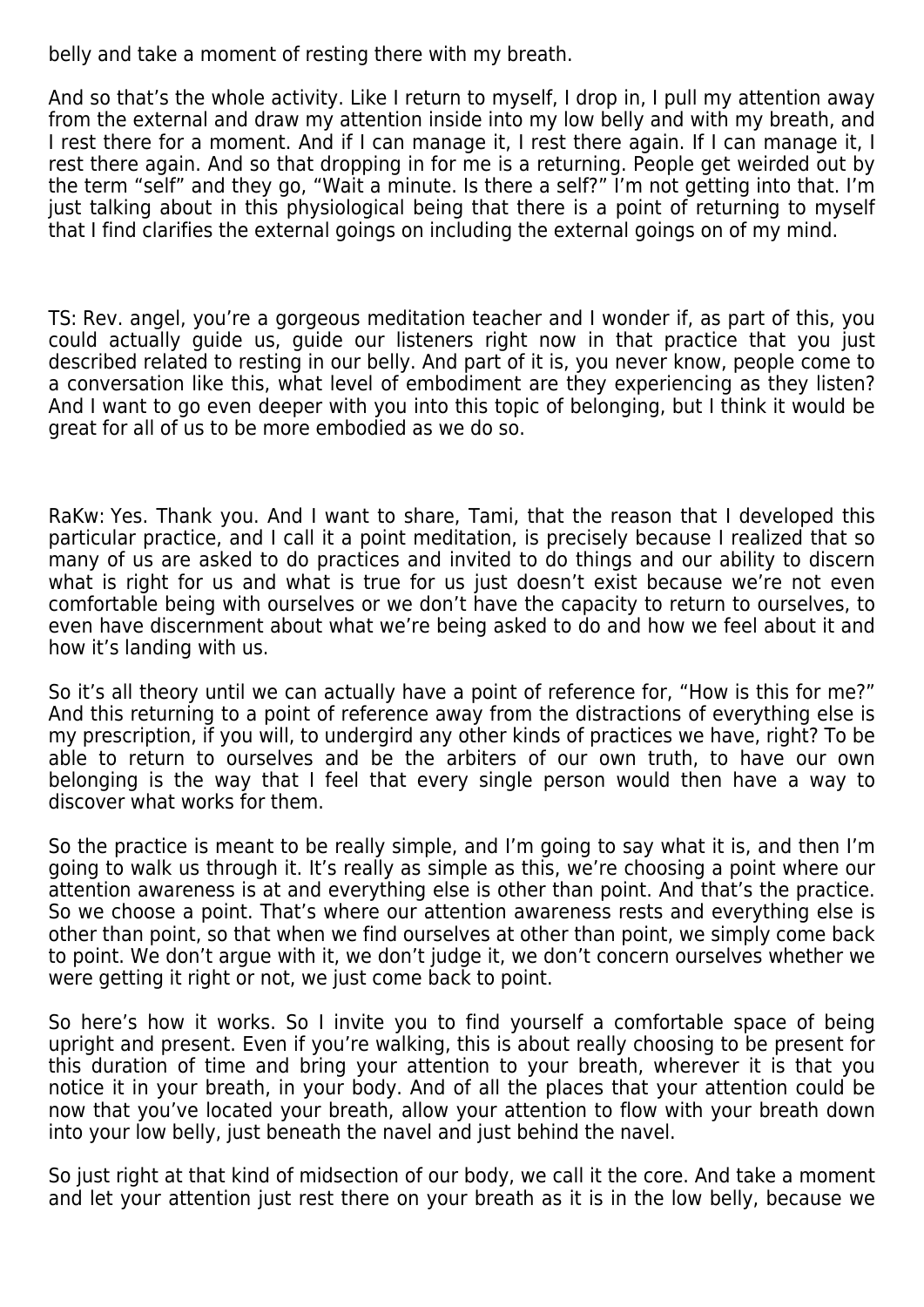belly and take a moment of resting there with my breath.

And so that's the whole activity. Like I return to myself, I drop in, I pull my attention away from the external and draw my attention inside into my low belly and with my breath, and I rest there for a moment. And if I can manage it, I rest there again. If I can manage it, I rest there again. And so that dropping in for me is a returning. People get weirded out by the term "self" and they go, "Wait a minute. Is there a self?" I'm not getting into that. I'm just talking about in this physiological being that there is a point of returning to myself that I find clarifies the external goings on including the external goings on of my mind.

TS: Rev. angel, you're a gorgeous meditation teacher and I wonder if, as part of this, you could actually guide us, guide our listeners right now in that practice that you just described related to resting in our belly. And part of it is, you never know, people come to a conversation like this, what level of embodiment are they experiencing as they listen? And I want to go even deeper with you into this topic of belonging, but I think it would be great for all of us to be more embodied as we do so.

RaKw: Yes. Thank you. And I want to share, Tami, that the reason that I developed this particular practice, and I call it a point meditation, is precisely because I realized that so many of us are asked to do practices and invited to do things and our ability to discern what is right for us and what is true for us just doesn't exist because we're not even comfortable being with ourselves or we don't have the capacity to return to ourselves, to even have discernment about what we're being asked to do and how we feel about it and how it's landing with us.

So it's all theory until we can actually have a point of reference for, "How is this for me?" And this returning to a point of reference away from the distractions of everything else is my prescription, if you will, to undergird any other kinds of practices we have, right? To be able to return to ourselves and be the arbiters of our own truth, to have our own belonging is the way that I feel that every single person would then have a way to discover what works for them.

So the practice is meant to be really simple, and I'm going to say what it is, and then I'm going to walk us through it. It's really as simple as this, we're choosing a point where our attention awareness is at and everything else is other than point. And that's the practice. So we choose a point. That's where our attention awareness rests and everything else is other than point, so that when we find ourselves at other than point, we simply come back to point. We don't argue with it, we don't judge it, we don't concern ourselves whether we were getting it right or not, we just come back to point.

So here's how it works. So I invite you to find yourself a comfortable space of being upright and present. Even if you're walking, this is about really choosing to be present for this duration of time and bring your attention to your breath, wherever it is that you notice it in your breath, in your body. And of all the places that your attention could be now that you've located your breath, allow your attention to flow with your breath down into your low belly, just beneath the navel and just behind the navel.

So just right at that kind of midsection of our body, we call it the core. And take a moment and let your attention just rest there on your breath as it is in the low belly, because we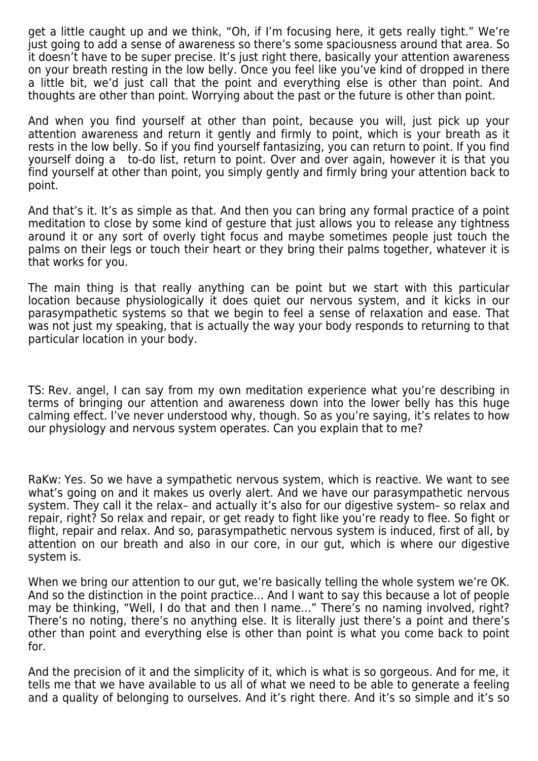get a little caught up and we think, "Oh, if I'm focusing here, it gets really tight." We're just going to add a sense of awareness so there's some spaciousness around that area. So it doesn't have to be super precise. It's just right there, basically your attention awareness on your breath resting in the low belly. Once you feel like you've kind of dropped in there a little bit, we'd just call that the point and everything else is other than point. And thoughts are other than point. Worrying about the past or the future is other than point.

And when you find yourself at other than point, because you will, just pick up your attention awareness and return it gently and firmly to point, which is your breath as it rests in the low belly. So if you find yourself fantasizing, you can return to point. If you find yourself doing a to-do list, return to point. Over and over again, however it is that you find yourself at other than point, you simply gently and firmly bring your attention back to point.

And that's it. It's as simple as that. And then you can bring any formal practice of a point meditation to close by some kind of gesture that just allows you to release any tightness around it or any sort of overly tight focus and maybe sometimes people just touch the palms on their legs or touch their heart or they bring their palms together, whatever it is that works for you.

The main thing is that really anything can be point but we start with this particular location because physiologically it does quiet our nervous system, and it kicks in our parasympathetic systems so that we begin to feel a sense of relaxation and ease. That was not just my speaking, that is actually the way your body responds to returning to that particular location in your body.

TS: Rev. angel, I can say from my own meditation experience what you're describing in terms of bringing our attention and awareness down into the lower belly has this huge calming effect. I've never understood why, though. So as you're saying, it's relates to how our physiology and nervous system operates. Can you explain that to me?

RaKw: Yes. So we have a sympathetic nervous system, which is reactive. We want to see what's going on and it makes us overly alert. And we have our parasympathetic nervous system. They call it the relax– and actually it's also for our digestive system– so relax and repair, right? So relax and repair, or get ready to fight like you're ready to flee. So fight or flight, repair and relax. And so, parasympathetic nervous system is induced, first of all, by attention on our breath and also in our core, in our gut, which is where our digestive system is.

When we bring our attention to our gut, we're basically telling the whole system we're OK. And so the distinction in the point practice… And I want to say this because a lot of people may be thinking, "Well, I do that and then I name…" There's no naming involved, right? There's no noting, there's no anything else. It is literally just there's a point and there's other than point and everything else is other than point is what you come back to point for.

And the precision of it and the simplicity of it, which is what is so gorgeous. And for me, it tells me that we have available to us all of what we need to be able to generate a feeling and a quality of belonging to ourselves. And it's right there. And it's so simple and it's so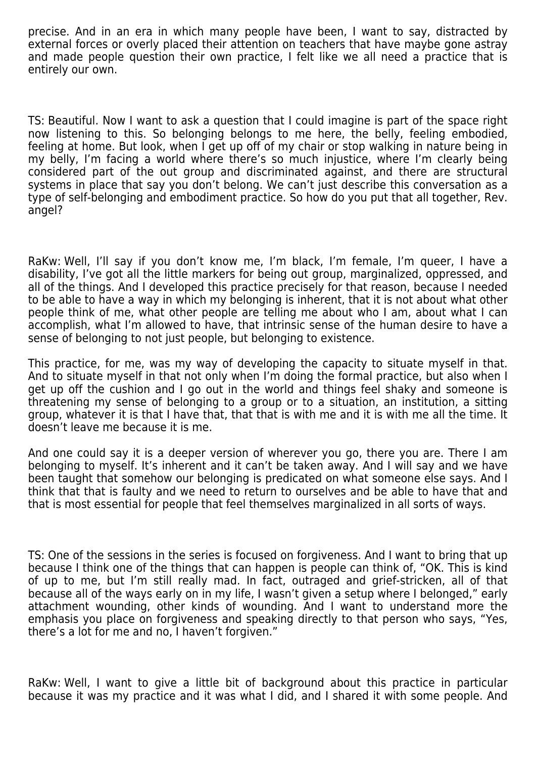precise. And in an era in which many people have been, I want to say, distracted by external forces or overly placed their attention on teachers that have maybe gone astray and made people question their own practice, I felt like we all need a practice that is entirely our own.

TS: Beautiful. Now I want to ask a question that I could imagine is part of the space right now listening to this. So belonging belongs to me here, the belly, feeling embodied, feeling at home. But look, when I get up off of my chair or stop walking in nature being in my belly, I'm facing a world where there's so much injustice, where I'm clearly being considered part of the out group and discriminated against, and there are structural systems in place that say you don't belong. We can't just describe this conversation as a type of self-belonging and embodiment practice. So how do you put that all together, Rev. angel?

RaKw: Well, I'll say if you don't know me, I'm black, I'm female, I'm queer, I have a disability, I've got all the little markers for being out group, marginalized, oppressed, and all of the things. And I developed this practice precisely for that reason, because I needed to be able to have a way in which my belonging is inherent, that it is not about what other people think of me, what other people are telling me about who I am, about what I can accomplish, what I'm allowed to have, that intrinsic sense of the human desire to have a sense of belonging to not just people, but belonging to existence.

This practice, for me, was my way of developing the capacity to situate myself in that. And to situate myself in that not only when I'm doing the formal practice, but also when I get up off the cushion and I go out in the world and things feel shaky and someone is threatening my sense of belonging to a group or to a situation, an institution, a sitting group, whatever it is that I have that, that that is with me and it is with me all the time. It doesn't leave me because it is me.

And one could say it is a deeper version of wherever you go, there you are. There I am belonging to myself. It's inherent and it can't be taken away. And I will say and we have been taught that somehow our belonging is predicated on what someone else says. And I think that that is faulty and we need to return to ourselves and be able to have that and that is most essential for people that feel themselves marginalized in all sorts of ways.

TS: One of the sessions in the series is focused on forgiveness. And I want to bring that up because I think one of the things that can happen is people can think of, "OK. This is kind of up to me, but I'm still really mad. In fact, outraged and grief-stricken, all of that because all of the ways early on in my life, I wasn't given a setup where I belonged," early attachment wounding, other kinds of wounding. And I want to understand more the emphasis you place on forgiveness and speaking directly to that person who says, "Yes, there's a lot for me and no, I haven't forgiven."

RaKw: Well, I want to give a little bit of background about this practice in particular because it was my practice and it was what I did, and I shared it with some people. And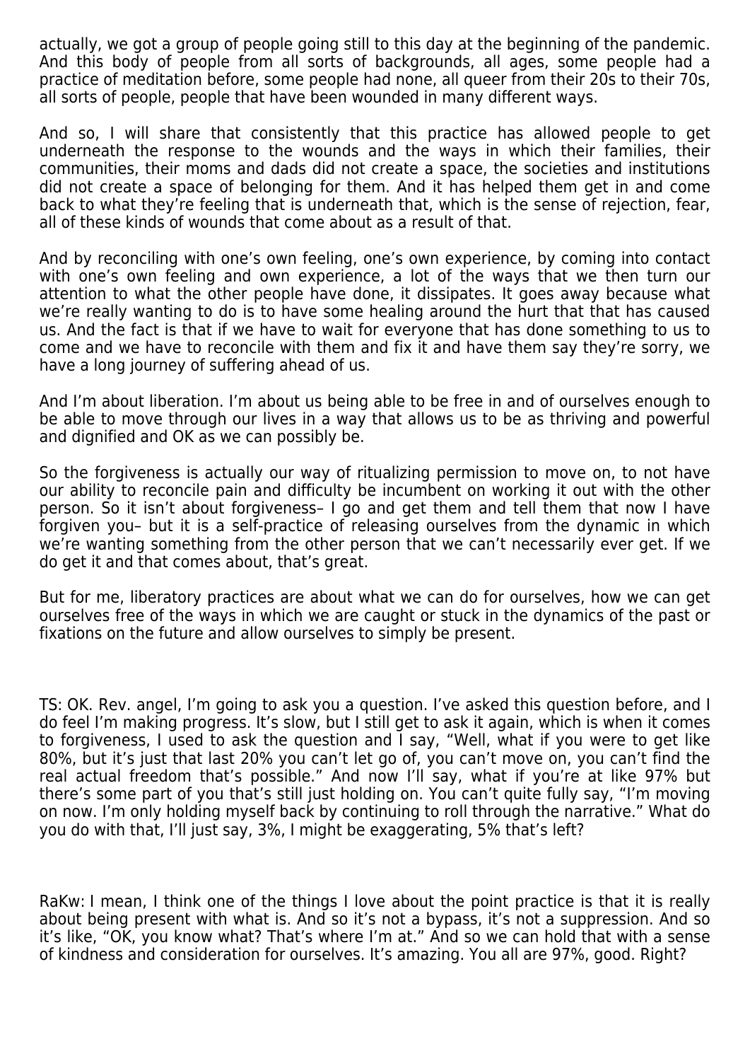actually, we got a group of people going still to this day at the beginning of the pandemic. And this body of people from all sorts of backgrounds, all ages, some people had a practice of meditation before, some people had none, all queer from their 20s to their 70s, all sorts of people, people that have been wounded in many different ways.

And so, I will share that consistently that this practice has allowed people to get underneath the response to the wounds and the ways in which their families, their communities, their moms and dads did not create a space, the societies and institutions did not create a space of belonging for them. And it has helped them get in and come back to what they're feeling that is underneath that, which is the sense of rejection, fear, all of these kinds of wounds that come about as a result of that.

And by reconciling with one's own feeling, one's own experience, by coming into contact with one's own feeling and own experience, a lot of the ways that we then turn our attention to what the other people have done, it dissipates. It goes away because what we're really wanting to do is to have some healing around the hurt that that has caused us. And the fact is that if we have to wait for everyone that has done something to us to come and we have to reconcile with them and fix it and have them say they're sorry, we have a long journey of suffering ahead of us.

And I'm about liberation. I'm about us being able to be free in and of ourselves enough to be able to move through our lives in a way that allows us to be as thriving and powerful and dignified and OK as we can possibly be.

So the forgiveness is actually our way of ritualizing permission to move on, to not have our ability to reconcile pain and difficulty be incumbent on working it out with the other person. So it isn't about forgiveness– I go and get them and tell them that now I have forgiven you– but it is a self-practice of releasing ourselves from the dynamic in which we're wanting something from the other person that we can't necessarily ever get. If we do get it and that comes about, that's great.

But for me, liberatory practices are about what we can do for ourselves, how we can get ourselves free of the ways in which we are caught or stuck in the dynamics of the past or fixations on the future and allow ourselves to simply be present.

TS: OK. Rev. angel, I'm going to ask you a question. I've asked this question before, and I do feel I'm making progress. It's slow, but I still get to ask it again, which is when it comes to forgiveness, I used to ask the question and I say, "Well, what if you were to get like 80%, but it's just that last 20% you can't let go of, you can't move on, you can't find the real actual freedom that's possible." And now I'll say, what if you're at like 97% but there's some part of you that's still just holding on. You can't quite fully say, "I'm moving on now. I'm only holding myself back by continuing to roll through the narrative." What do you do with that, I'll just say, 3%, I might be exaggerating, 5% that's left?

RaKw: I mean, I think one of the things I love about the point practice is that it is really about being present with what is. And so it's not a bypass, it's not a suppression. And so it's like, "OK, you know what? That's where I'm at." And so we can hold that with a sense of kindness and consideration for ourselves. It's amazing. You all are 97%, good. Right?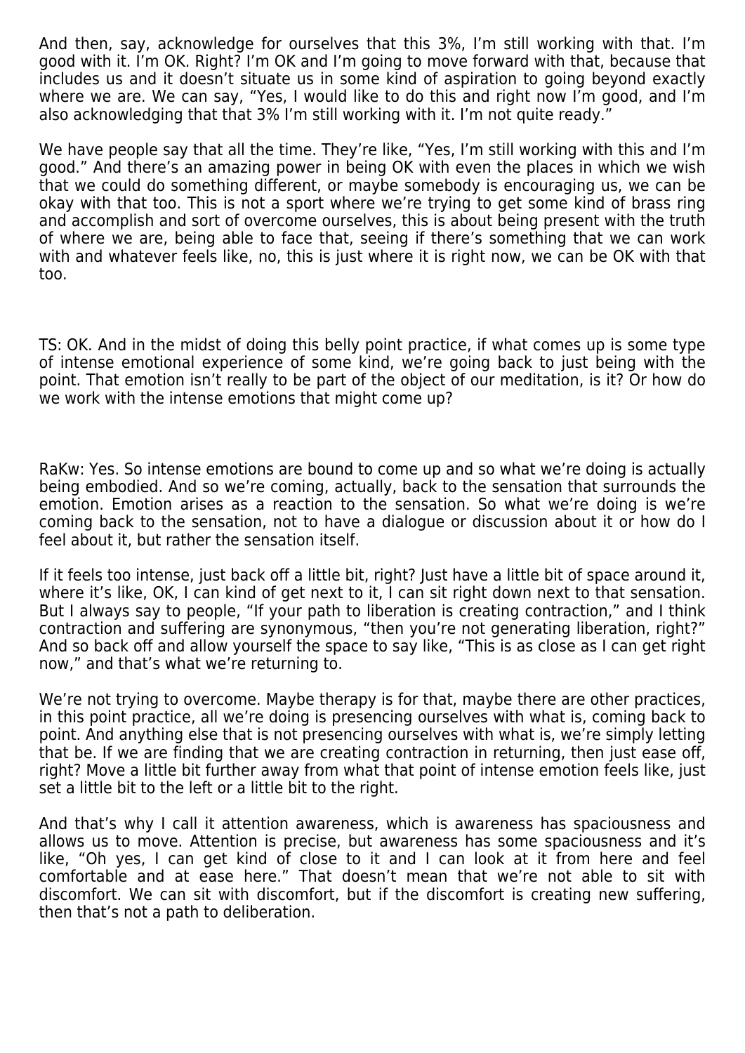And then, say, acknowledge for ourselves that this 3%, I'm still working with that. I'm good with it. I'm OK. Right? I'm OK and I'm going to move forward with that, because that includes us and it doesn't situate us in some kind of aspiration to going beyond exactly where we are. We can say, "Yes, I would like to do this and right now I'm good, and I'm also acknowledging that that 3% I'm still working with it. I'm not quite ready."

We have people say that all the time. They're like, "Yes, I'm still working with this and I'm good." And there's an amazing power in being OK with even the places in which we wish that we could do something different, or maybe somebody is encouraging us, we can be okay with that too. This is not a sport where we're trying to get some kind of brass ring and accomplish and sort of overcome ourselves, this is about being present with the truth of where we are, being able to face that, seeing if there's something that we can work with and whatever feels like, no, this is just where it is right now, we can be OK with that too.

TS: OK. And in the midst of doing this belly point practice, if what comes up is some type of intense emotional experience of some kind, we're going back to just being with the point. That emotion isn't really to be part of the object of our meditation, is it? Or how do we work with the intense emotions that might come up?

RaKw: Yes. So intense emotions are bound to come up and so what we're doing is actually being embodied. And so we're coming, actually, back to the sensation that surrounds the emotion. Emotion arises as a reaction to the sensation. So what we're doing is we're coming back to the sensation, not to have a dialogue or discussion about it or how do I feel about it, but rather the sensation itself.

If it feels too intense, just back off a little bit, right? Just have a little bit of space around it, where it's like, OK, I can kind of get next to it, I can sit right down next to that sensation. But I always say to people, "If your path to liberation is creating contraction," and I think contraction and suffering are synonymous, "then you're not generating liberation, right?" And so back off and allow yourself the space to say like, "This is as close as I can get right now," and that's what we're returning to.

We're not trying to overcome. Maybe therapy is for that, maybe there are other practices, in this point practice, all we're doing is presencing ourselves with what is, coming back to point. And anything else that is not presencing ourselves with what is, we're simply letting that be. If we are finding that we are creating contraction in returning, then just ease off, right? Move a little bit further away from what that point of intense emotion feels like, just set a little bit to the left or a little bit to the right.

And that's why I call it attention awareness, which is awareness has spaciousness and allows us to move. Attention is precise, but awareness has some spaciousness and it's like, "Oh yes, I can get kind of close to it and I can look at it from here and feel comfortable and at ease here." That doesn't mean that we're not able to sit with discomfort. We can sit with discomfort, but if the discomfort is creating new suffering, then that's not a path to deliberation.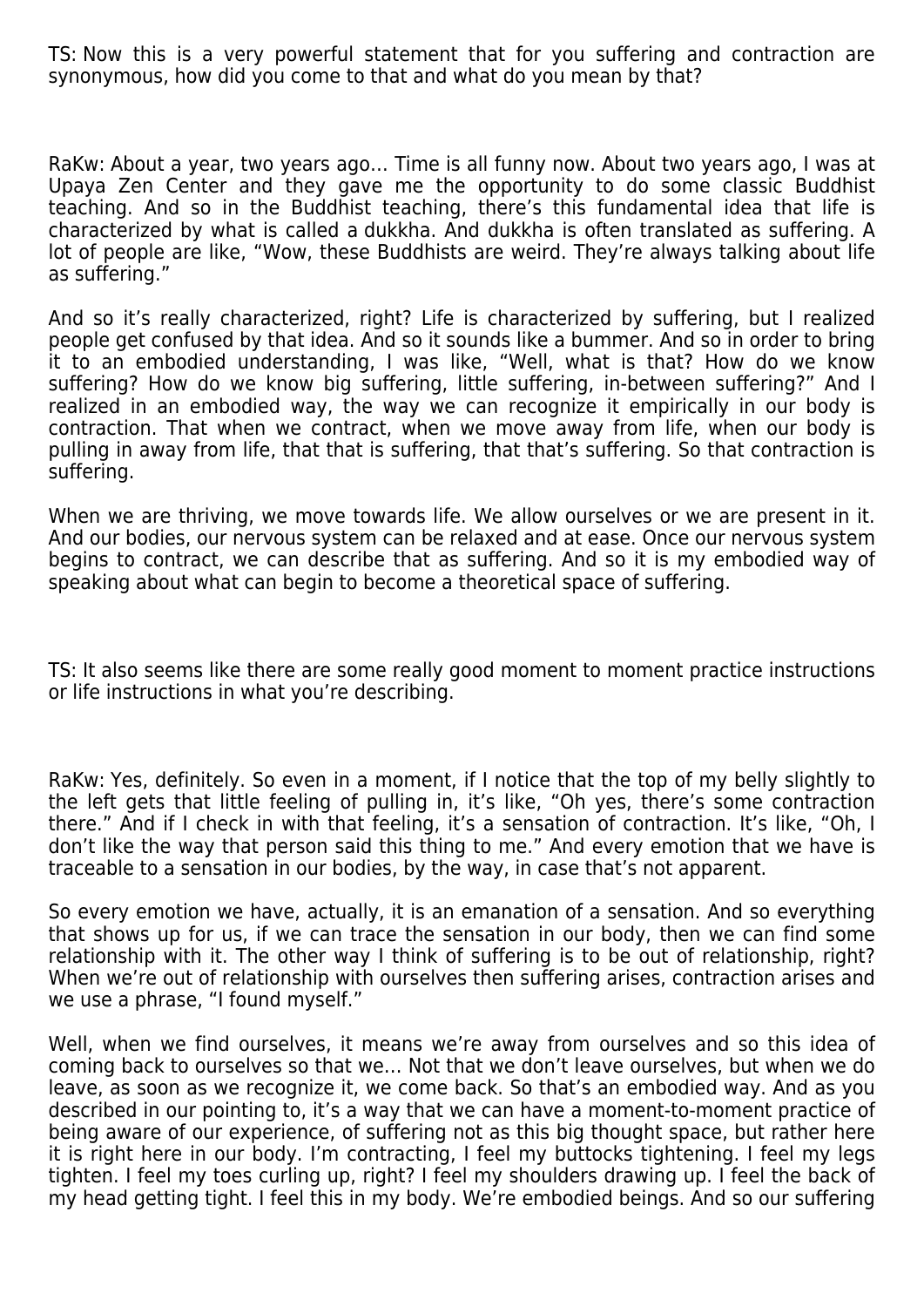TS: Now this is a very powerful statement that for you suffering and contraction are synonymous, how did you come to that and what do you mean by that?

RaKw: About a year, two years ago… Time is all funny now. About two years ago, I was at Upaya Zen Center and they gave me the opportunity to do some classic Buddhist teaching. And so in the Buddhist teaching, there's this fundamental idea that life is characterized by what is called a dukkha. And dukkha is often translated as suffering. A lot of people are like, "Wow, these Buddhists are weird. They're always talking about life as suffering."

And so it's really characterized, right? Life is characterized by suffering, but I realized people get confused by that idea. And so it sounds like a bummer. And so in order to bring it to an embodied understanding, I was like, "Well, what is that? How do we know suffering? How do we know big suffering, little suffering, in-between suffering?" And I realized in an embodied way, the way we can recognize it empirically in our body is contraction. That when we contract, when we move away from life, when our body is pulling in away from life, that that is suffering, that that's suffering. So that contraction is suffering.

When we are thriving, we move towards life. We allow ourselves or we are present in it. And our bodies, our nervous system can be relaxed and at ease. Once our nervous system begins to contract, we can describe that as suffering. And so it is my embodied way of speaking about what can begin to become a theoretical space of suffering.

TS: It also seems like there are some really good moment to moment practice instructions or life instructions in what you're describing.

RaKw: Yes, definitely. So even in a moment, if I notice that the top of my belly slightly to the left gets that little feeling of pulling in, it's like, "Oh yes, there's some contraction there." And if I check in with that feeling, it's a sensation of contraction. It's like, "Oh, I don't like the way that person said this thing to me." And every emotion that we have is traceable to a sensation in our bodies, by the way, in case that's not apparent.

So every emotion we have, actually, it is an emanation of a sensation. And so everything that shows up for us, if we can trace the sensation in our body, then we can find some relationship with it. The other way I think of suffering is to be out of relationship, right? When we're out of relationship with ourselves then suffering arises, contraction arises and we use a phrase, "I found myself."

Well, when we find ourselves, it means we're away from ourselves and so this idea of coming back to ourselves so that we… Not that we don't leave ourselves, but when we do leave, as soon as we recognize it, we come back. So that's an embodied way. And as you described in our pointing to, it's a way that we can have a moment-to-moment practice of being aware of our experience, of suffering not as this big thought space, but rather here it is right here in our body. I'm contracting, I feel my buttocks tightening. I feel my legs tighten. I feel my toes curling up, right? I feel my shoulders drawing up. I feel the back of my head getting tight. I feel this in my body. We're embodied beings. And so our suffering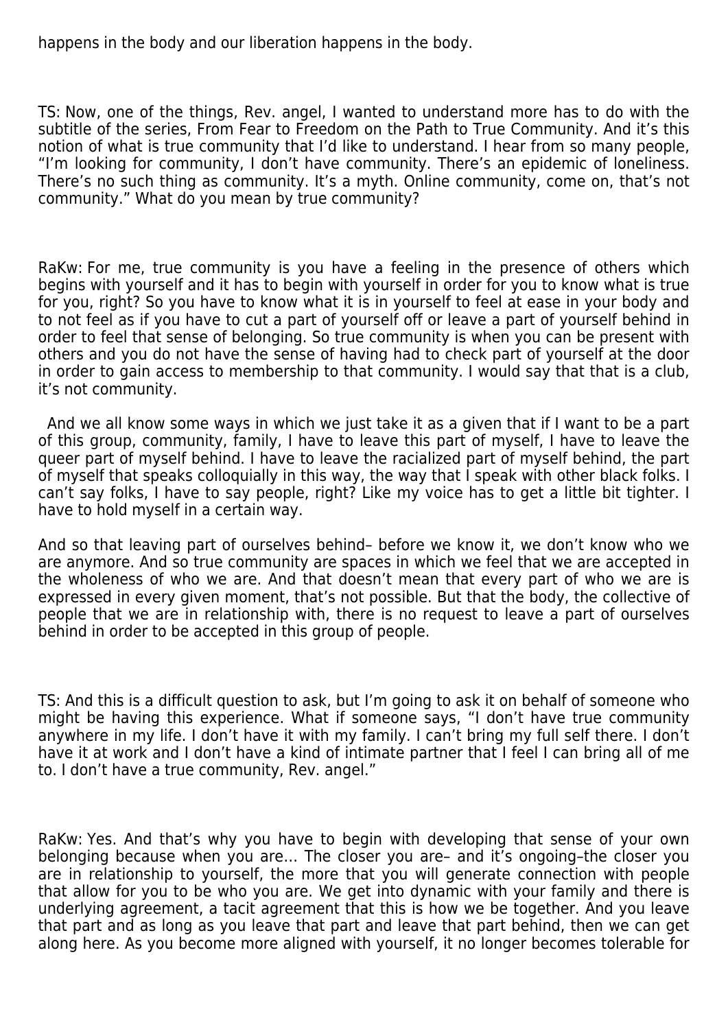happens in the body and our liberation happens in the body.

TS: Now, one of the things, Rev. angel, I wanted to understand more has to do with the subtitle of the series, From Fear to Freedom on the Path to True Community. And it's this notion of what is true community that I'd like to understand. I hear from so many people, "I'm looking for community, I don't have community. There's an epidemic of loneliness. There's no such thing as community. It's a myth. Online community, come on, that's not community." What do you mean by true community?

RaKw: For me, true community is you have a feeling in the presence of others which begins with yourself and it has to begin with yourself in order for you to know what is true for you, right? So you have to know what it is in yourself to feel at ease in your body and to not feel as if you have to cut a part of yourself off or leave a part of yourself behind in order to feel that sense of belonging. So true community is when you can be present with others and you do not have the sense of having had to check part of yourself at the door in order to gain access to membership to that community. I would say that that is a club, it's not community.

And we all know some ways in which we just take it as a given that if I want to be a part of this group, community, family, I have to leave this part of myself, I have to leave the queer part of myself behind. I have to leave the racialized part of myself behind, the part of myself that speaks colloquially in this way, the way that I speak with other black folks. I can't say folks, I have to say people, right? Like my voice has to get a little bit tighter. I have to hold myself in a certain way.

And so that leaving part of ourselves behind– before we know it, we don't know who we are anymore. And so true community are spaces in which we feel that we are accepted in the wholeness of who we are. And that doesn't mean that every part of who we are is expressed in every given moment, that's not possible. But that the body, the collective of people that we are in relationship with, there is no request to leave a part of ourselves behind in order to be accepted in this group of people.

TS: And this is a difficult question to ask, but I'm going to ask it on behalf of someone who might be having this experience. What if someone says, "I don't have true community anywhere in my life. I don't have it with my family. I can't bring my full self there. I don't have it at work and I don't have a kind of intimate partner that I feel I can bring all of me to. I don't have a true community, Rev. angel."

RaKw: Yes. And that's why you have to begin with developing that sense of your own belonging because when you are… The closer you are– and it's ongoing–the closer you are in relationship to yourself, the more that you will generate connection with people that allow for you to be who you are. We get into dynamic with your family and there is underlying agreement, a tacit agreement that this is how we be together. And you leave that part and as long as you leave that part and leave that part behind, then we can get along here. As you become more aligned with yourself, it no longer becomes tolerable for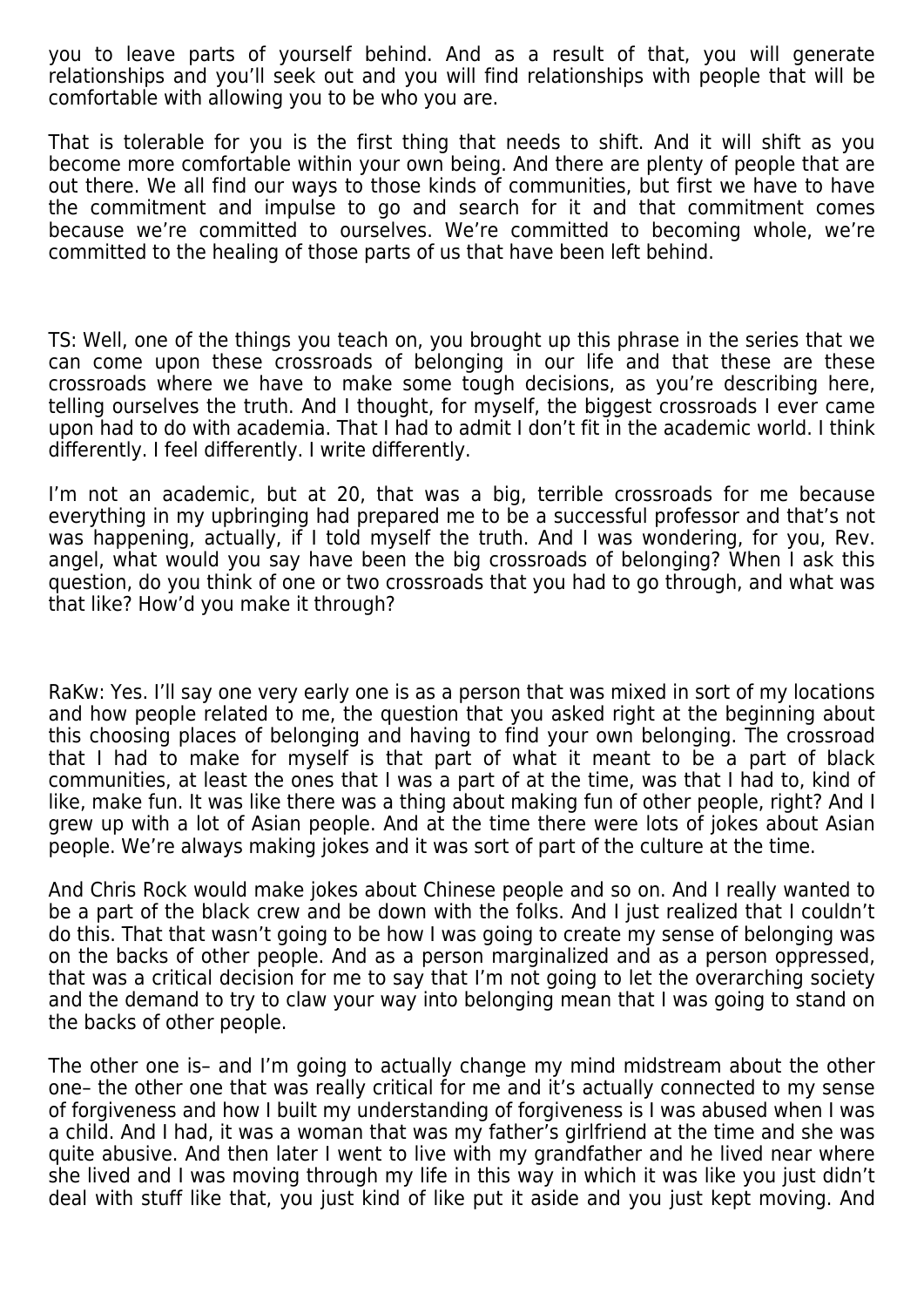you to leave parts of yourself behind. And as a result of that, you will generate relationships and you'll seek out and you will find relationships with people that will be comfortable with allowing you to be who you are.

That is tolerable for you is the first thing that needs to shift. And it will shift as you become more comfortable within your own being. And there are plenty of people that are out there. We all find our ways to those kinds of communities, but first we have to have the commitment and impulse to go and search for it and that commitment comes because we're committed to ourselves. We're committed to becoming whole, we're committed to the healing of those parts of us that have been left behind.

TS: Well, one of the things you teach on, you brought up this phrase in the series that we can come upon these crossroads of belonging in our life and that these are these crossroads where we have to make some tough decisions, as you're describing here, telling ourselves the truth. And I thought, for myself, the biggest crossroads I ever came upon had to do with academia. That I had to admit I don't fit in the academic world. I think differently. I feel differently. I write differently.

I'm not an academic, but at 20, that was a big, terrible crossroads for me because everything in my upbringing had prepared me to be a successful professor and that's not was happening, actually, if I told myself the truth. And I was wondering, for you, Rev. angel, what would you say have been the big crossroads of belonging? When I ask this question, do you think of one or two crossroads that you had to go through, and what was that like? How'd you make it through?

RaKw: Yes. I'll say one very early one is as a person that was mixed in sort of my locations and how people related to me, the question that you asked right at the beginning about this choosing places of belonging and having to find your own belonging. The crossroad that I had to make for myself is that part of what it meant to be a part of black communities, at least the ones that I was a part of at the time, was that I had to, kind of like, make fun. It was like there was a thing about making fun of other people, right? And I grew up with a lot of Asian people. And at the time there were lots of jokes about Asian people. We're always making jokes and it was sort of part of the culture at the time.

And Chris Rock would make jokes about Chinese people and so on. And I really wanted to be a part of the black crew and be down with the folks. And I just realized that I couldn't do this. That that wasn't going to be how I was going to create my sense of belonging was on the backs of other people. And as a person marginalized and as a person oppressed, that was a critical decision for me to say that I'm not going to let the overarching society and the demand to try to claw your way into belonging mean that I was going to stand on the backs of other people.

The other one is– and I'm going to actually change my mind midstream about the other one– the other one that was really critical for me and it's actually connected to my sense of forgiveness and how I built my understanding of forgiveness is I was abused when I was a child. And I had, it was a woman that was my father's girlfriend at the time and she was quite abusive. And then later I went to live with my grandfather and he lived near where she lived and I was moving through my life in this way in which it was like you just didn't deal with stuff like that, you just kind of like put it aside and you just kept moving. And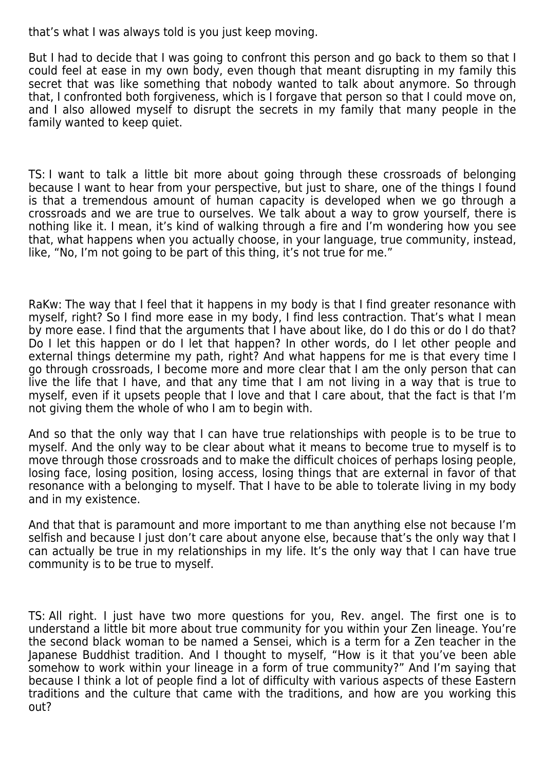that's what I was always told is you just keep moving.

But I had to decide that I was going to confront this person and go back to them so that I could feel at ease in my own body, even though that meant disrupting in my family this secret that was like something that nobody wanted to talk about anymore. So through that, I confronted both forgiveness, which is I forgave that person so that I could move on, and I also allowed myself to disrupt the secrets in my family that many people in the family wanted to keep quiet.

TS: I want to talk a little bit more about going through these crossroads of belonging because I want to hear from your perspective, but just to share, one of the things I found is that a tremendous amount of human capacity is developed when we go through a crossroads and we are true to ourselves. We talk about a way to grow yourself, there is nothing like it. I mean, it's kind of walking through a fire and I'm wondering how you see that, what happens when you actually choose, in your language, true community, instead, like, "No, I'm not going to be part of this thing, it's not true for me."

RaKw: The way that I feel that it happens in my body is that I find greater resonance with myself, right? So I find more ease in my body, I find less contraction. That's what I mean by more ease. I find that the arguments that I have about like, do I do this or do I do that? Do I let this happen or do I let that happen? In other words, do I let other people and external things determine my path, right? And what happens for me is that every time I go through crossroads, I become more and more clear that I am the only person that can live the life that I have, and that any time that I am not living in a way that is true to myself, even if it upsets people that I love and that I care about, that the fact is that I'm not giving them the whole of who I am to begin with.

And so that the only way that I can have true relationships with people is to be true to myself. And the only way to be clear about what it means to become true to myself is to move through those crossroads and to make the difficult choices of perhaps losing people, losing face, losing position, losing access, losing things that are external in favor of that resonance with a belonging to myself. That I have to be able to tolerate living in my body and in my existence.

And that that is paramount and more important to me than anything else not because I'm selfish and because I just don't care about anyone else, because that's the only way that I can actually be true in my relationships in my life. It's the only way that I can have true community is to be true to myself.

TS: All right. I just have two more questions for you, Rev. angel. The first one is to understand a little bit more about true community for you within your Zen lineage. You're the second black woman to be named a Sensei, which is a term for a Zen teacher in the Japanese Buddhist tradition. And I thought to myself, "How is it that you've been able somehow to work within your lineage in a form of true community?" And I'm saying that because I think a lot of people find a lot of difficulty with various aspects of these Eastern traditions and the culture that came with the traditions, and how are you working this out?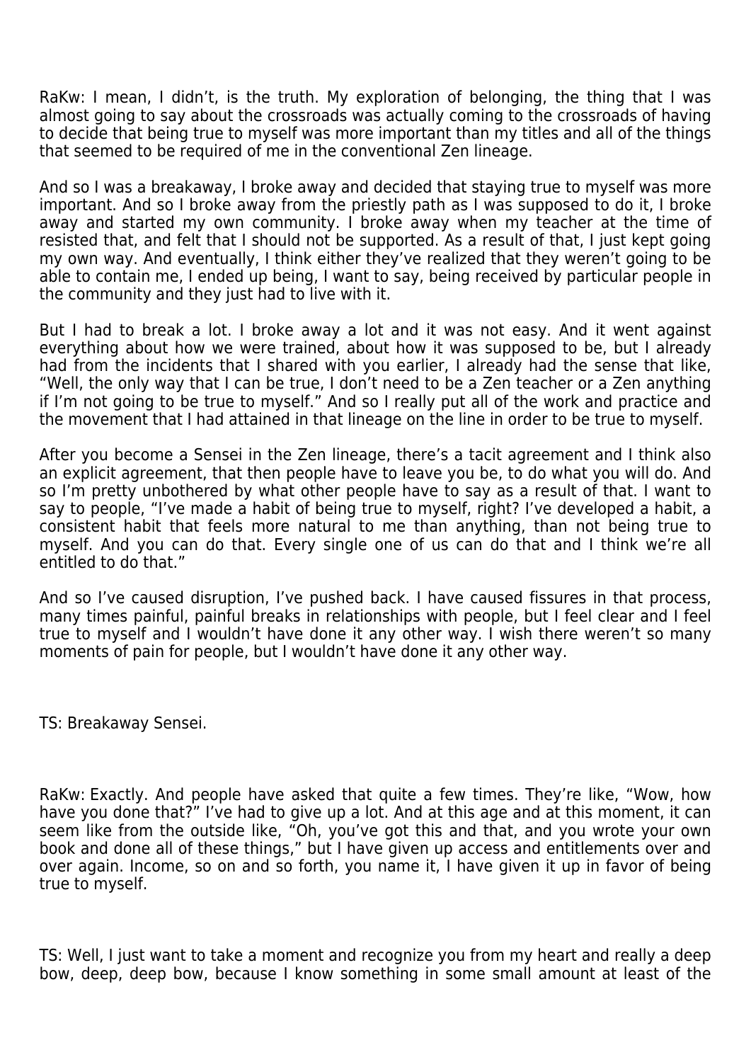RaKw: I mean, I didn't, is the truth. My exploration of belonging, the thing that I was almost going to say about the crossroads was actually coming to the crossroads of having to decide that being true to myself was more important than my titles and all of the things that seemed to be required of me in the conventional Zen lineage.

And so I was a breakaway, I broke away and decided that staying true to myself was more important. And so I broke away from the priestly path as I was supposed to do it, I broke away and started my own community. I broke away when my teacher at the time of resisted that, and felt that I should not be supported. As a result of that, I just kept going my own way. And eventually, I think either they've realized that they weren't going to be able to contain me, I ended up being, I want to say, being received by particular people in the community and they just had to live with it.

But I had to break a lot. I broke away a lot and it was not easy. And it went against everything about how we were trained, about how it was supposed to be, but I already had from the incidents that I shared with you earlier, I already had the sense that like, "Well, the only way that I can be true, I don't need to be a Zen teacher or a Zen anything if I'm not going to be true to myself." And so I really put all of the work and practice and the movement that I had attained in that lineage on the line in order to be true to myself.

After you become a Sensei in the Zen lineage, there's a tacit agreement and I think also an explicit agreement, that then people have to leave you be, to do what you will do. And so I'm pretty unbothered by what other people have to say as a result of that. I want to say to people, "I've made a habit of being true to myself, right? I've developed a habit, a consistent habit that feels more natural to me than anything, than not being true to myself. And you can do that. Every single one of us can do that and I think we're all entitled to do that."

And so I've caused disruption, I've pushed back. I have caused fissures in that process, many times painful, painful breaks in relationships with people, but I feel clear and I feel true to myself and I wouldn't have done it any other way. I wish there weren't so many moments of pain for people, but I wouldn't have done it any other way.

TS: Breakaway Sensei.

RaKw: Exactly. And people have asked that quite a few times. They're like, "Wow, how have you done that?" I've had to give up a lot. And at this age and at this moment, it can seem like from the outside like, "Oh, you've got this and that, and you wrote your own book and done all of these things," but I have given up access and entitlements over and over again. Income, so on and so forth, you name it, I have given it up in favor of being true to myself.

TS: Well, I just want to take a moment and recognize you from my heart and really a deep bow, deep, deep bow, because I know something in some small amount at least of the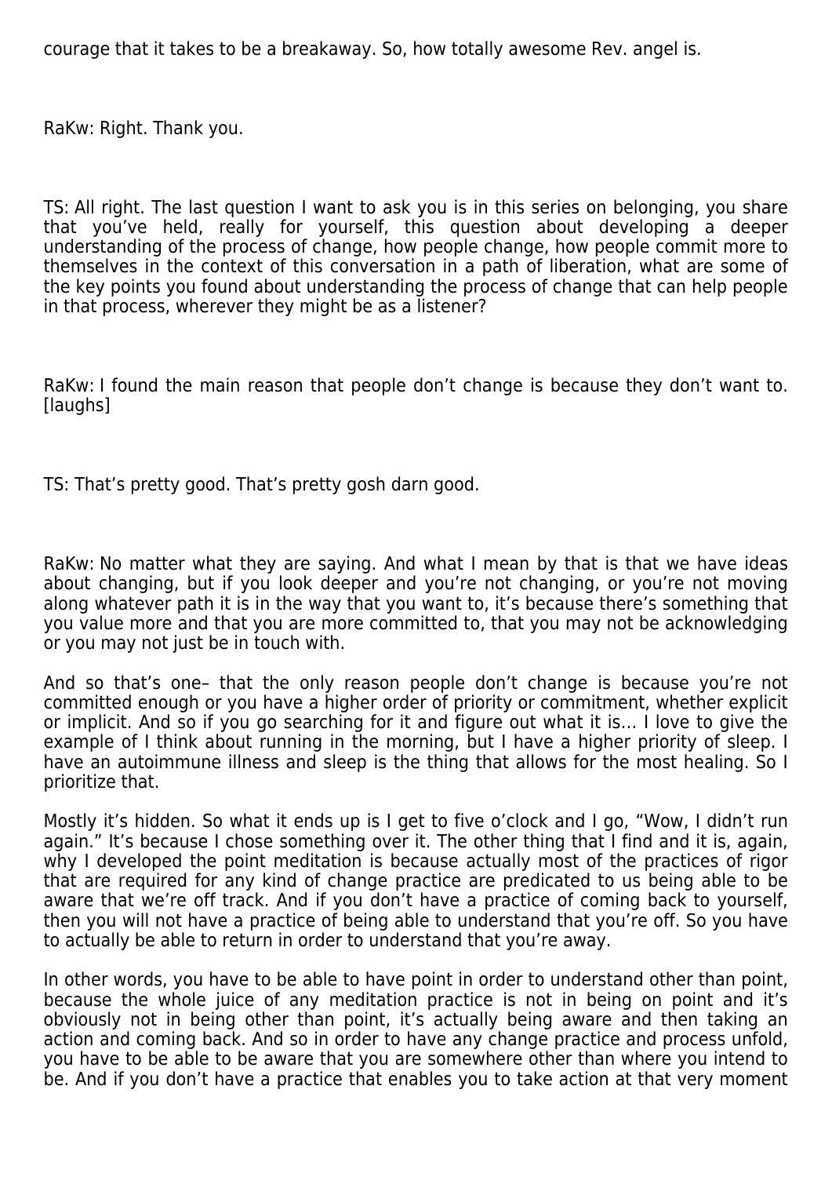courage that it takes to be a breakaway. So, how totally awesome Rev. angel is.

RaKw: Right. Thank you.

TS: All right. The last question I want to ask you is in this series on belonging, you share that you've held, really for yourself, this question about developing a deeper understanding of the process of change, how people change, how people commit more to themselves in the context of this conversation in a path of liberation, what are some of the key points you found about understanding the process of change that can help people in that process, wherever they might be as a listener?

RaKw: I found the main reason that people don't change is because they don't want to. [laughs]

TS: That's pretty good. That's pretty gosh darn good.

RaKw: No matter what they are saying. And what I mean by that is that we have ideas about changing, but if you look deeper and you're not changing, or you're not moving along whatever path it is in the way that you want to, it's because there's something that you value more and that you are more committed to, that you may not be acknowledging or you may not just be in touch with.

And so that's one– that the only reason people don't change is because you're not committed enough or you have a higher order of priority or commitment, whether explicit or implicit. And so if you go searching for it and figure out what it is… I love to give the example of I think about running in the morning, but I have a higher priority of sleep. I have an autoimmune illness and sleep is the thing that allows for the most healing. So I prioritize that.

Mostly it's hidden. So what it ends up is I get to five o'clock and I go, "Wow, I didn't run again." It's because I chose something over it. The other thing that I find and it is, again, why I developed the point meditation is because actually most of the practices of rigor that are required for any kind of change practice are predicated to us being able to be aware that we're off track. And if you don't have a practice of coming back to yourself, then you will not have a practice of being able to understand that you're off. So you have to actually be able to return in order to understand that you're away.

In other words, you have to be able to have point in order to understand other than point, because the whole juice of any meditation practice is not in being on point and it's obviously not in being other than point, it's actually being aware and then taking an action and coming back. And so in order to have any change practice and process unfold, you have to be able to be aware that you are somewhere other than where you intend to be. And if you don't have a practice that enables you to take action at that very moment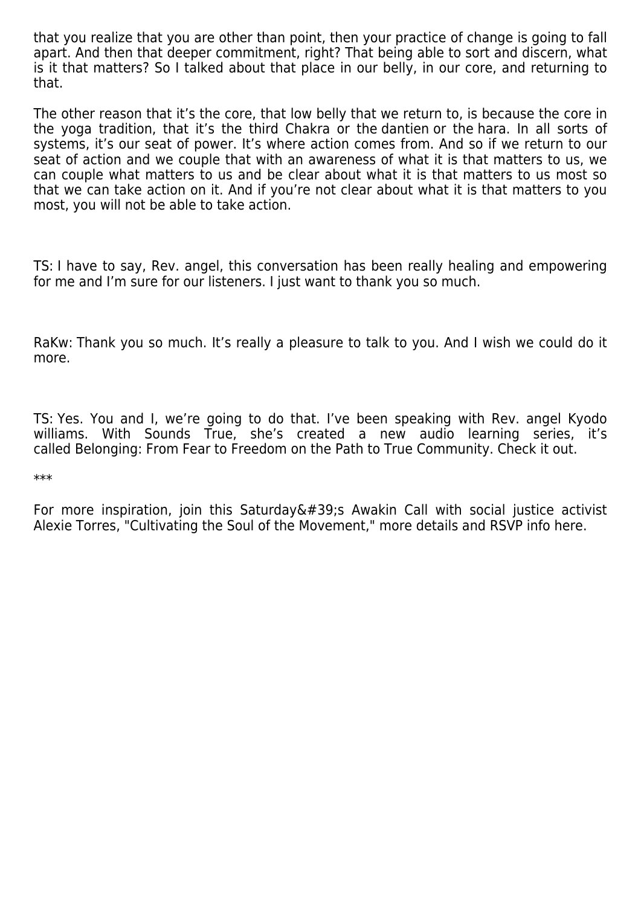that you realize that you are other than point, then your practice of change is going to fall apart. And then that deeper commitment, right? That being able to sort and discern, what is it that matters? So I talked about that place in our belly, in our core, and returning to that.

The other reason that it's the core, that low belly that we return to, is because the core in the yoga tradition, that it's the third Chakra or the dantien or the hara. In all sorts of systems, it's our seat of power. It's where action comes from. And so if we return to our seat of action and we couple that with an awareness of what it is that matters to us, we can couple what matters to us and be clear about what it is that matters to us most so that we can take action on it. And if you're not clear about what it is that matters to you most, you will not be able to take action.

TS: I have to say, Rev. angel, this conversation has been really healing and empowering for me and I'm sure for our listeners. I just want to thank you so much.

RaKw: Thank you so much. It's really a pleasure to talk to you. And I wish we could do it more.

TS: Yes. You and I, we're going to do that. I've been speaking with Rev. angel Kyodo williams. With Sounds True, she's created a new audio learning series, it's called Belonging: From Fear to Freedom on the Path to True Community. Check it out.

***

For more inspiration, join this Saturday&#39;s Awakin Call with social justice activist Alexie Torres, "Cultivating the Soul of the Movement," more details and RSVP info here.